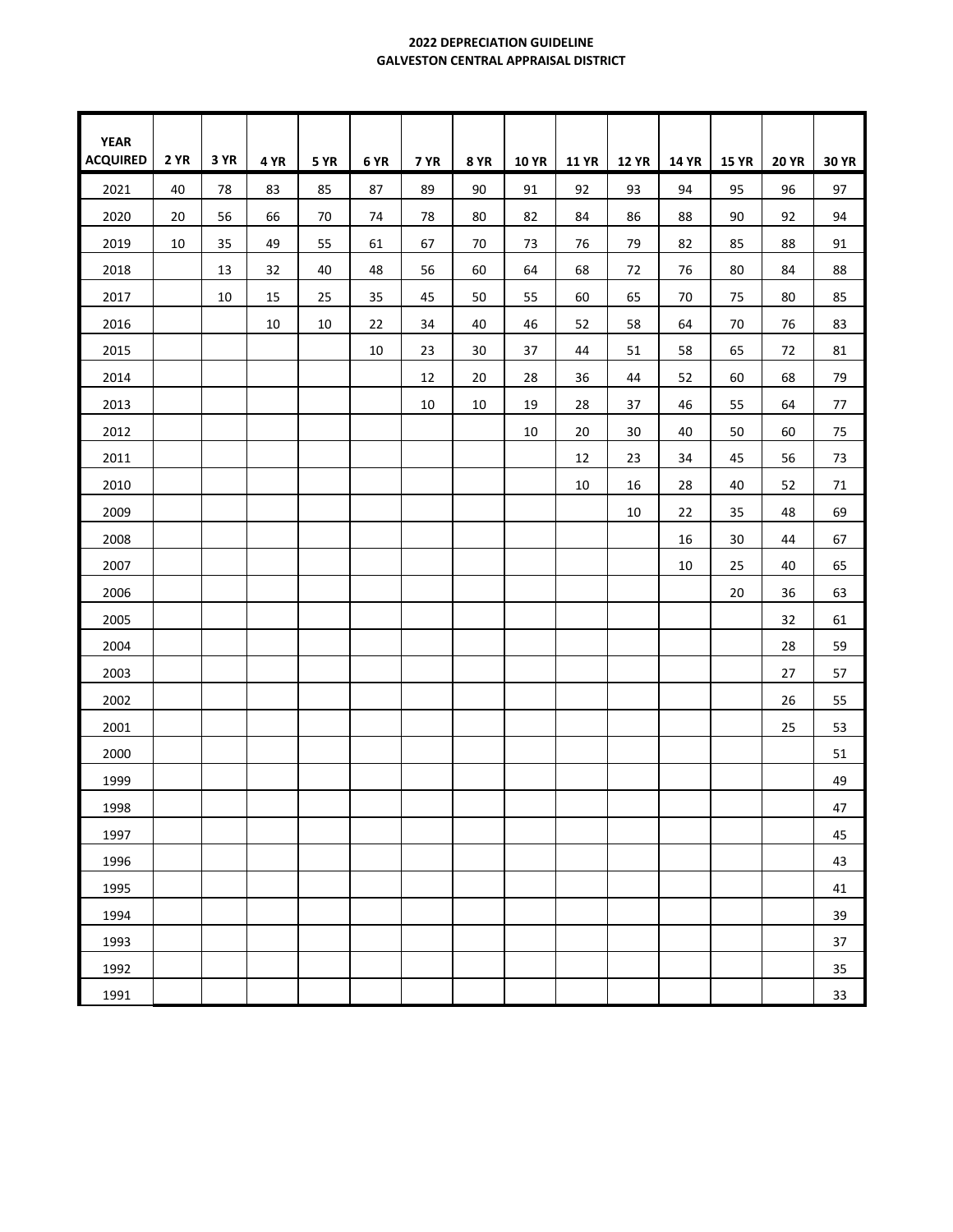**2022 DEPRECIATION GUIDELINE**
**GALVESTON CENTRAL APPRAISAL DISTRICT**

| YEAR ACQUIRED | 2 YR | 3 YR | 4 YR | 5 YR | 6 YR | 7 YR | 8 YR | 10 YR | 11 YR | 12 YR | 14 YR | 15 YR | 20 YR | 30 YR |
|---|---|---|---|---|---|---|---|---|---|---|---|---|---|---|
| 2021 | 40 | 78 | 83 | 85 | 87 | 89 | 90 | 91 | 92 | 93 | 94 | 95 | 96 | 97 |
| 2020 | 20 | 56 | 66 | 70 | 74 | 78 | 80 | 82 | 84 | 86 | 88 | 90 | 92 | 94 |
| 2019 | 10 | 35 | 49 | 55 | 61 | 67 | 70 | 73 | 76 | 79 | 82 | 85 | 88 | 91 |
| 2018 | | 13 | 32 | 40 | 48 | 56 | 60 | 64 | 68 | 72 | 76 | 80 | 84 | 88 |
| 2017 | | 10 | 15 | 25 | 35 | 45 | 50 | 55 | 60 | 65 | 70 | 75 | 80 | 85 |
| 2016 | | | 10 | 10 | 22 | 34 | 40 | 46 | 52 | 58 | 64 | 70 | 76 | 83 |
| 2015 | | | | | 10 | 23 | 30 | 37 | 44 | 51 | 58 | 65 | 72 | 81 |
| 2014 | | | | | | 12 | 20 | 28 | 36 | 44 | 52 | 60 | 68 | 79 |
| 2013 | | | | | | 10 | 10 | 19 | 28 | 37 | 46 | 55 | 64 | 77 |
| 2012 | | | | | | | | 10 | 20 | 30 | 40 | 50 | 60 | 75 |
| 2011 | | | | | | | | | 12 | 23 | 34 | 45 | 56 | 73 |
| 2010 | | | | | | | | | 10 | 16 | 28 | 40 | 52 | 71 |
| 2009 | | | | | | | | | | 10 | 22 | 35 | 48 | 69 |
| 2008 | | | | | | | | | | | 16 | 30 | 44 | 67 |
| 2007 | | | | | | | | | | | 10 | 25 | 40 | 65 |
| 2006 | | | | | | | | | | | | 20 | 36 | 63 |
| 2005 | | | | | | | | | | | | | 32 | 61 |
| 2004 | | | | | | | | | | | | | 28 | 59 |
| 2003 | | | | | | | | | | | | | 27 | 57 |
| 2002 | | | | | | | | | | | | | 26 | 55 |
| 2001 | | | | | | | | | | | | | 25 | 53 |
| 2000 | | | | | | | | | | | | | | 51 |
| 1999 | | | | | | | | | | | | | | 49 |
| 1998 | | | | | | | | | | | | | | 47 |
| 1997 | | | | | | | | | | | | | | 45 |
| 1996 | | | | | | | | | | | | | | 43 |
| 1995 | | | | | | | | | | | | | | 41 |
| 1994 | | | | | | | | | | | | | | 39 |
| 1993 | | | | | | | | | | | | | | 37 |
| 1992 | | | | | | | | | | | | | | 35 |
| 1991 | | | | | | | | | | | | | | 33 |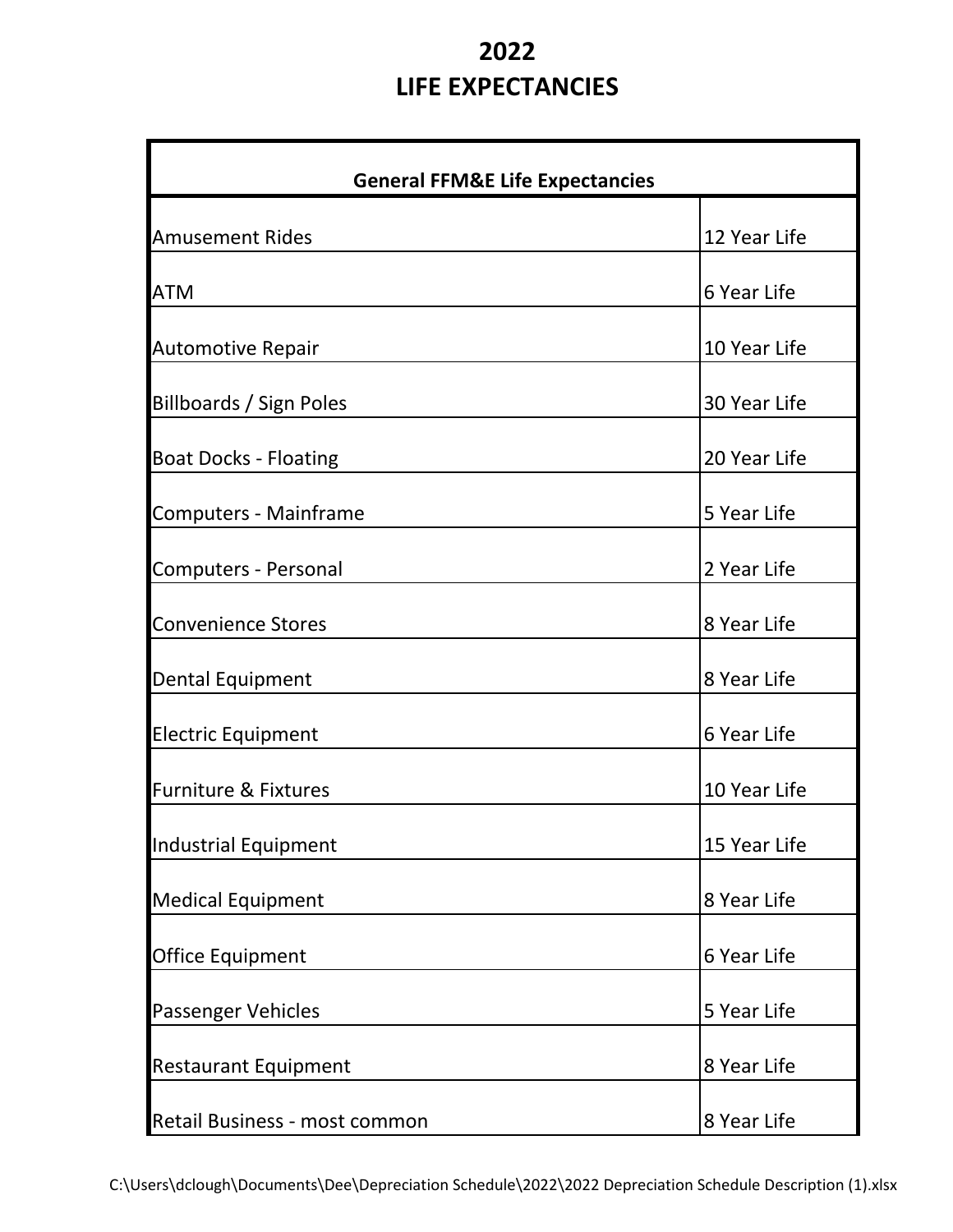# 2022
# LIFE EXPECTANCIES

| General FFM&E Life Expectancies | |
|---|---|
| Amusement Rides | 12 Year Life |
| ATM | 6 Year Life |
| Automotive Repair | 10 Year Life |
| Billboards / Sign Poles | 30 Year Life |
| Boat Docks - Floating | 20 Year Life |
| Computers - Mainframe | 5 Year Life |
| Computers - Personal | 2 Year Life |
| Convenience Stores | 8 Year Life |
| Dental Equipment | 8 Year Life |
| Electric Equipment | 6 Year Life |
| Furniture & Fixtures | 10 Year Life |
| Industrial Equipment | 15 Year Life |
| Medical Equipment | 8 Year Life |
| Office Equipment | 6 Year Life |
| Passenger Vehicles | 5 Year Life |
| Restaurant Equipment | 8 Year Life |
| Retail Business - most common | 8 Year Life |

C:\Users\dclough\Documents\Dee\Depreciation Schedule\2022\2022 Depreciation Schedule Description (1).xlsx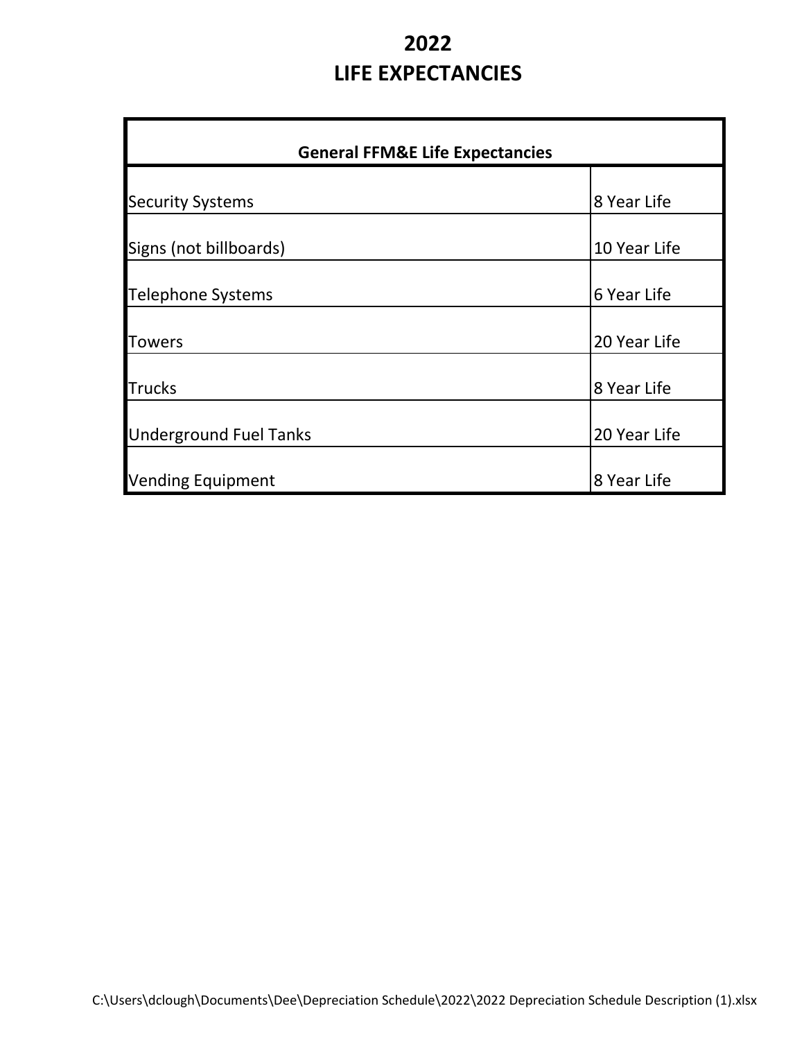# 2022
# LIFE EXPECTANCIES

| General FFM&E Life Expectancies | |
|---|---|
| Security Systems | 8 Year Life |
| Signs (not billboards) | 10 Year Life |
| Telephone Systems | 6 Year Life |
| Towers | 20 Year Life |
| Trucks | 8 Year Life |
| Underground Fuel Tanks | 20 Year Life |
| Vending Equipment | 8 Year Life |

C:\Users\dclough\Documents\Dee\Depreciation Schedule\2022\2022 Depreciation Schedule Description (1).xlsx